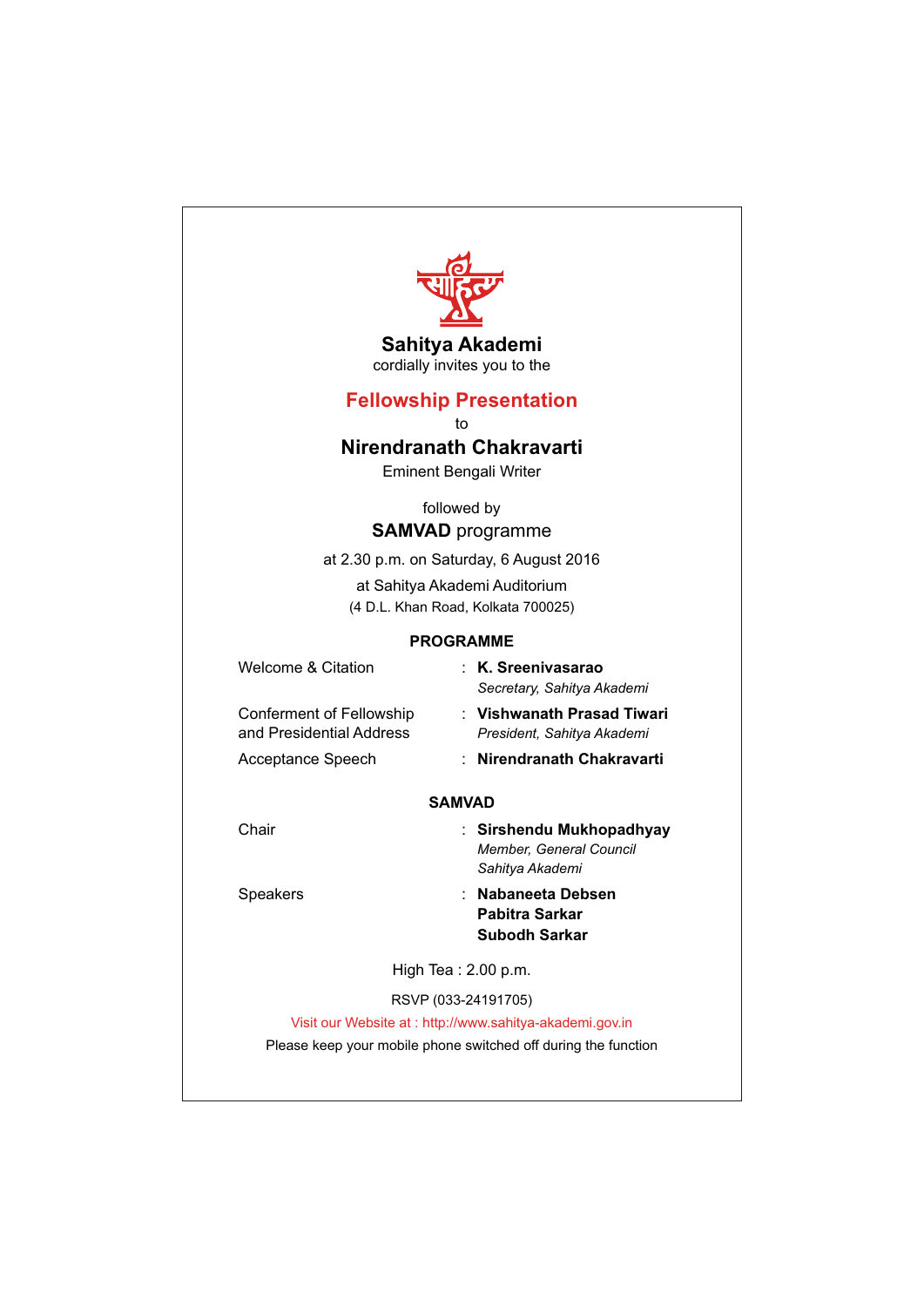# Sahitya Akademi

cordially invites you to the

## Fellowship Presentation

to

## Nirendranath Chakravarti

Eminent Bengali Writer

followed by

**SAMVAD** programme

at 2.30 p.m. on Saturday, 6 August 2016

at Sahitya Akademi Auditorium

(4 D.L. Khan Road, Kolkata 700025)

### PROGRAMME

| | |
|---|---|
| Welcome & Citation | : **K. Sreenivasarao** *Secretary, Sahitya Akademi* |
| Conferment of Fellowship and Presidential Address | : **Vishwanath Prasad Tiwari** *President, Sahitya Akademi* |
| Acceptance Speech | : **Nirendranath Chakravarti** |

### SAMVAD

| | |
|---|---|
| Chair | : **Sirshendu Mukhopadhyay** *Member, General Council Sahitya Akademi* |
| Speakers | : **Nabaneeta Debsen** **Pabitra Sarkar** **Subodh Sarkar** |

High Tea : 2.00 p.m.

RSVP (033-24191705)

Visit our Website at : http://www.sahitya-akademi.gov.in

Please keep your mobile phone switched off during the function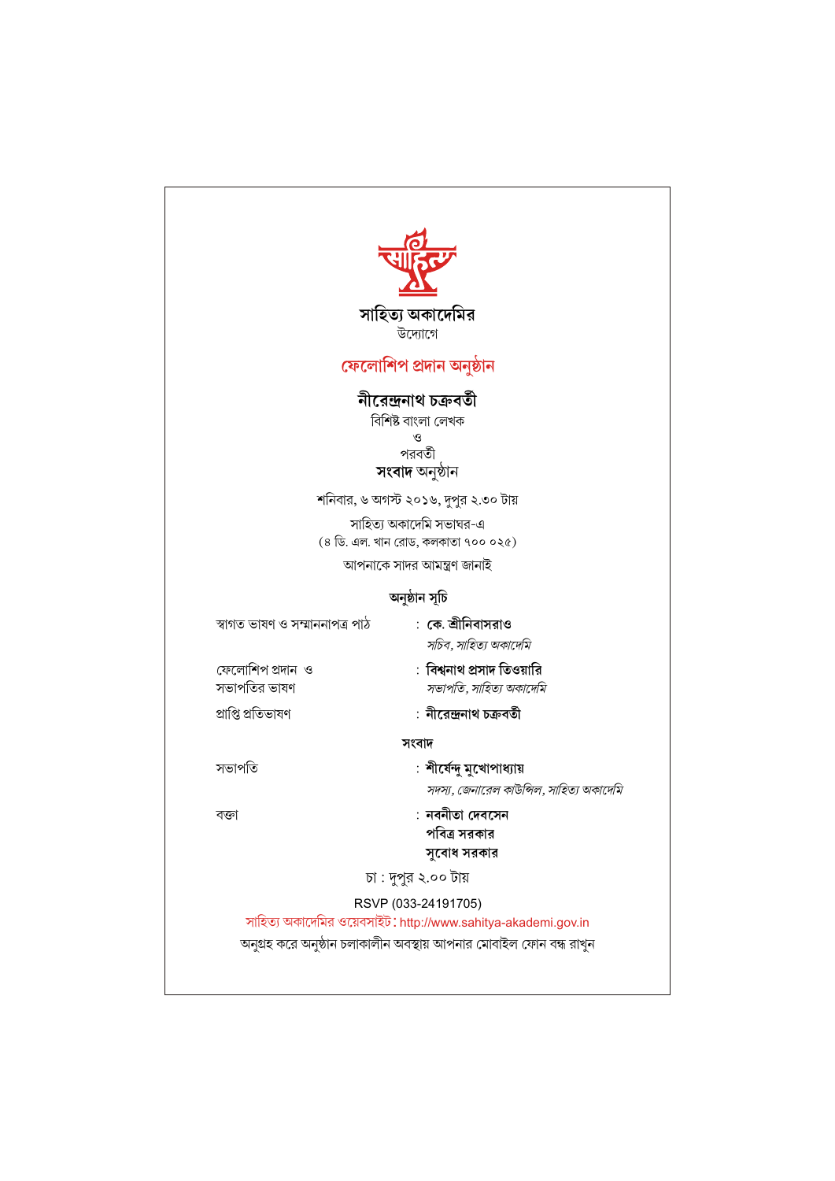**সাহিত্য অকাদেমির**

উদ্যোগে

## ফেলোশিপ প্রদান অনুষ্ঠান

## নীরেন্দ্রনাথ চক্রবর্তী

বিশিষ্ট বাংলা লেখক

ও

পরবর্তী

**সংবাদ** অনুষ্ঠান

শনিবার, ৬ অগস্ট ২০১৬, দুপুর ২.৩০ টায়

সাহিত্য অকাদেমি সভাঘর-এ
(৪ ডি. এল. খান রোড, কলকাতা ৭০০ ০২৫)

আপনাকে সাদর আমন্ত্রণ জানাই

### অনুষ্ঠান সূচি

| | |
|---|---|
| স্বাগত ভাষণ ও সম্মাননাপত্র পাঠ | : **কে. শ্রীনিবাসরাও**<br>*সচিব, সাহিত্য অকাদেমি* |
| ফেলোশিপ প্রদান ও সভাপতির ভাষণ | : **বিশ্বনাথ প্রসাদ তিওয়ারি**<br>*সভাপতি, সাহিত্য অকাদেমি* |
| প্রাপ্তি প্রতিভাষণ | : **নীরেন্দ্রনাথ চক্রবর্তী** |

### সংবাদ

| | |
|---|---|
| সভাপতি | : **শীর্ষেন্দু মুখোপাধ্যায়**<br>*সদস্য, জেনারেল কাউন্সিল, সাহিত্য অকাদেমি* |
| বক্তা | : **নবনীতা দেবসেন**<br>**পবিত্র সরকার**<br>**সুবোধ সরকার** |

চা : দুপুর ২.০০ টায়

RSVP (033-24191705)

সাহিত্য অকাদেমির ওয়েবসাইট : http://www.sahitya-akademi.gov.in

অনুগ্রহ করে অনুষ্ঠান চলাকালীন অবস্থায় আপনার মোবাইল ফোন বন্ধ রাখুন